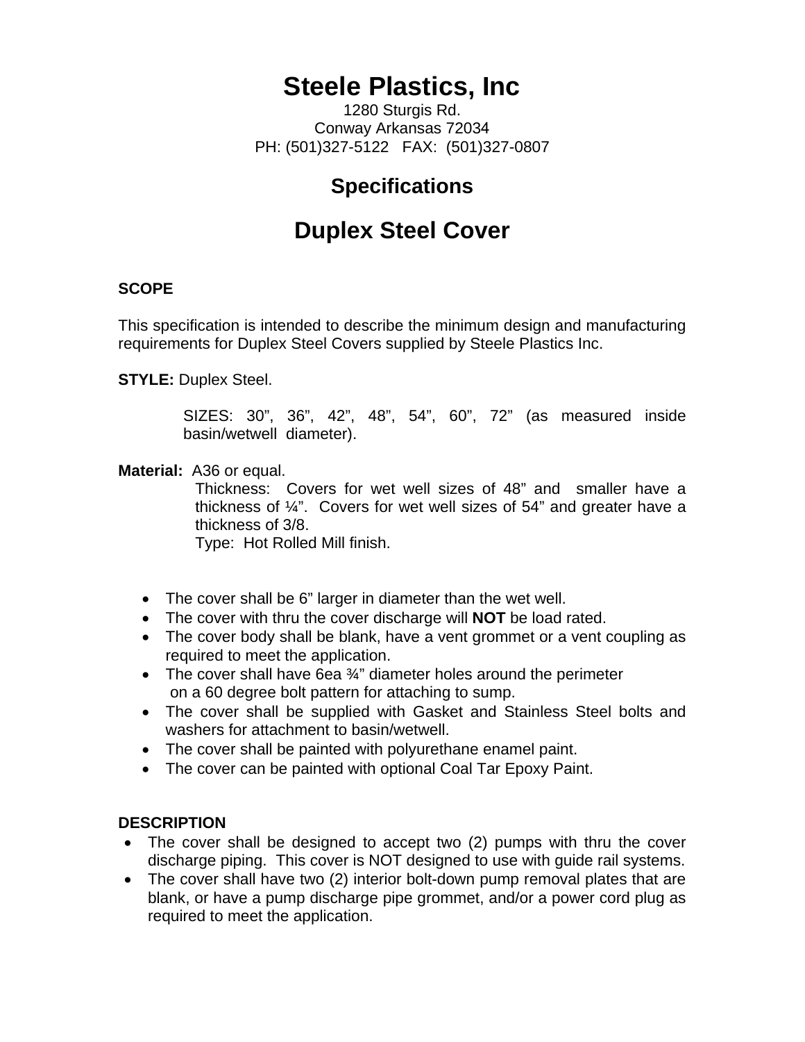# Steele Plastics, Inc

1280 Sturgis Rd.
Conway Arkansas 72034
PH: (501)327-5122   FAX: (501)327-0807

## Specifications

## Duplex Steel Cover

**SCOPE**

This specification is intended to describe the minimum design and manufacturing requirements for Duplex Steel Covers supplied by Steele Plastics Inc.

**STYLE:** Duplex Steel.

SIZES: 30", 36", 42", 48", 54", 60", 72" (as measured inside basin/wetwell diameter).

**Material:** A36 or equal.
Thickness: Covers for wet well sizes of 48" and smaller have a thickness of ¼". Covers for wet well sizes of 54" and greater have a thickness of 3/8.
Type: Hot Rolled Mill finish.

- The cover shall be 6" larger in diameter than the wet well.
- The cover with thru the cover discharge will **NOT** be load rated.
- The cover body shall be blank, have a vent grommet or a vent coupling as required to meet the application.
- The cover shall have 6ea ¾" diameter holes around the perimeter on a 60 degree bolt pattern for attaching to sump.
- The cover shall be supplied with Gasket and Stainless Steel bolts and washers for attachment to basin/wetwell.
- The cover shall be painted with polyurethane enamel paint.
- The cover can be painted with optional Coal Tar Epoxy Paint.

**DESCRIPTION**

- The cover shall be designed to accept two (2) pumps with thru the cover discharge piping. This cover is NOT designed to use with guide rail systems.
- The cover shall have two (2) interior bolt-down pump removal plates that are blank, or have a pump discharge pipe grommet, and/or a power cord plug as required to meet the application.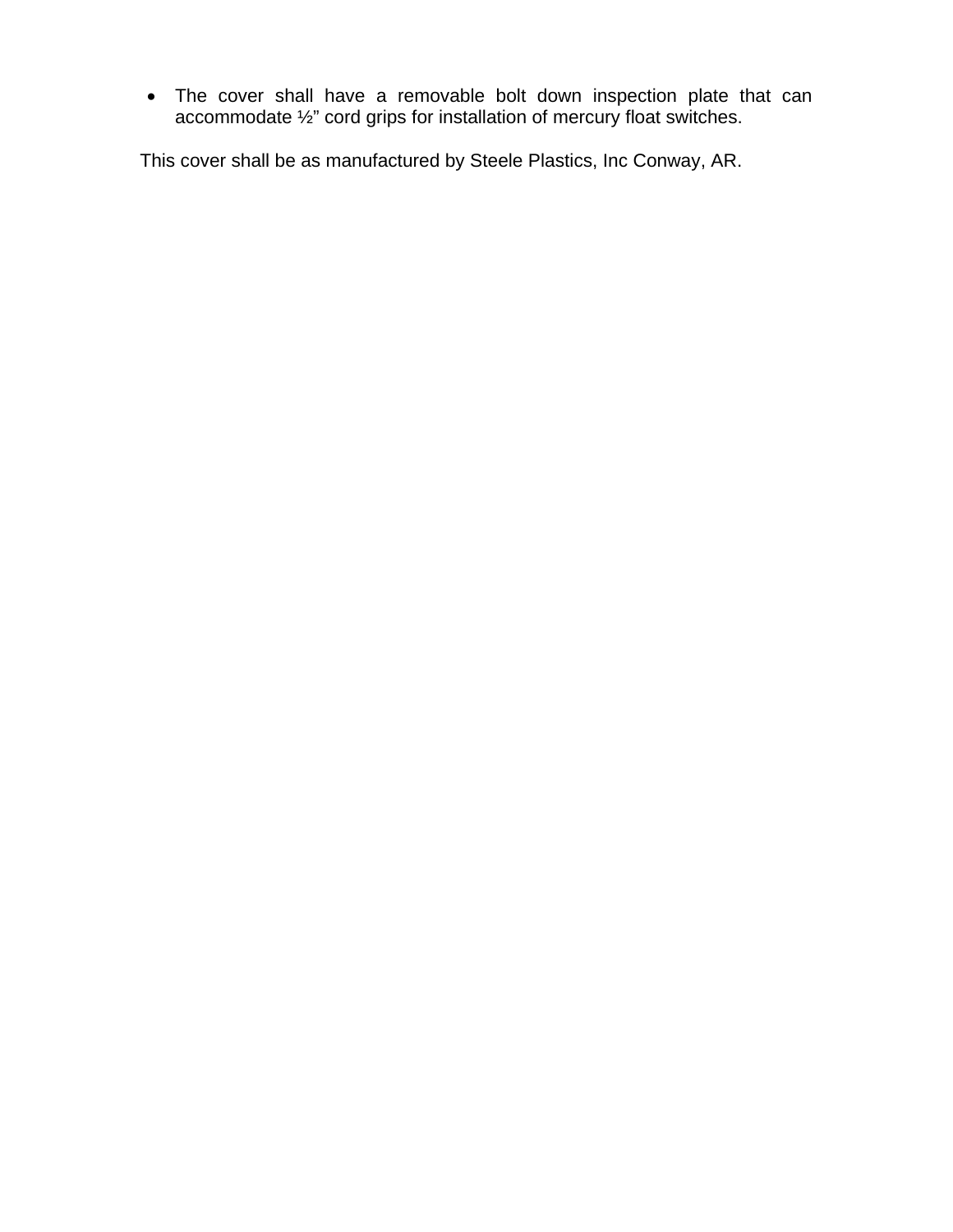- The cover shall have a removable bolt down inspection plate that can accommodate ½" cord grips for installation of mercury float switches.

This cover shall be as manufactured by Steele Plastics, Inc Conway, AR.